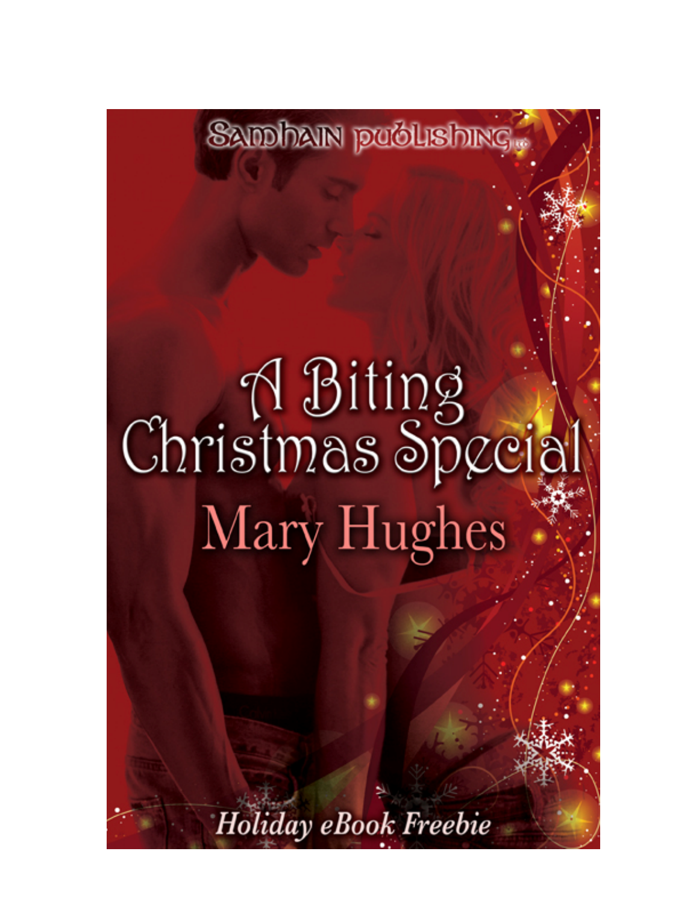Samhain Publishing

# A Biting Christmas Special

## Mary Hughes

*Holiday eBook Freebie*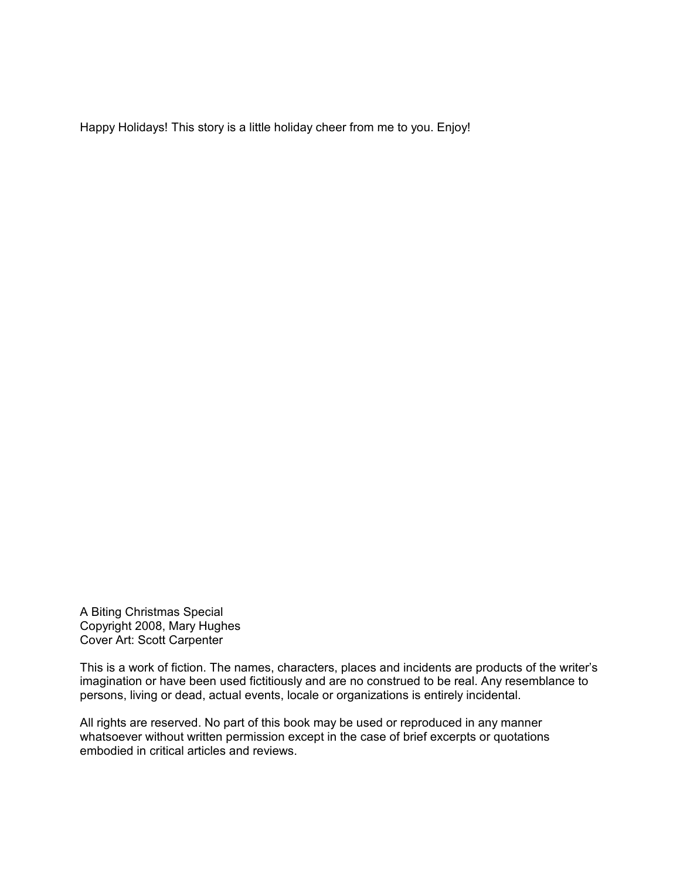Happy Holidays! This story is a little holiday cheer from me to you. Enjoy!

A Biting Christmas Special
Copyright 2008, Mary Hughes
Cover Art: Scott Carpenter

This is a work of fiction. The names, characters, places and incidents are products of the writer's imagination or have been used fictitiously and are no construed to be real. Any resemblance to persons, living or dead, actual events, locale or organizations is entirely incidental.

All rights are reserved. No part of this book may be used or reproduced in any manner whatsoever without written permission except in the case of brief excerpts or quotations embodied in critical articles and reviews.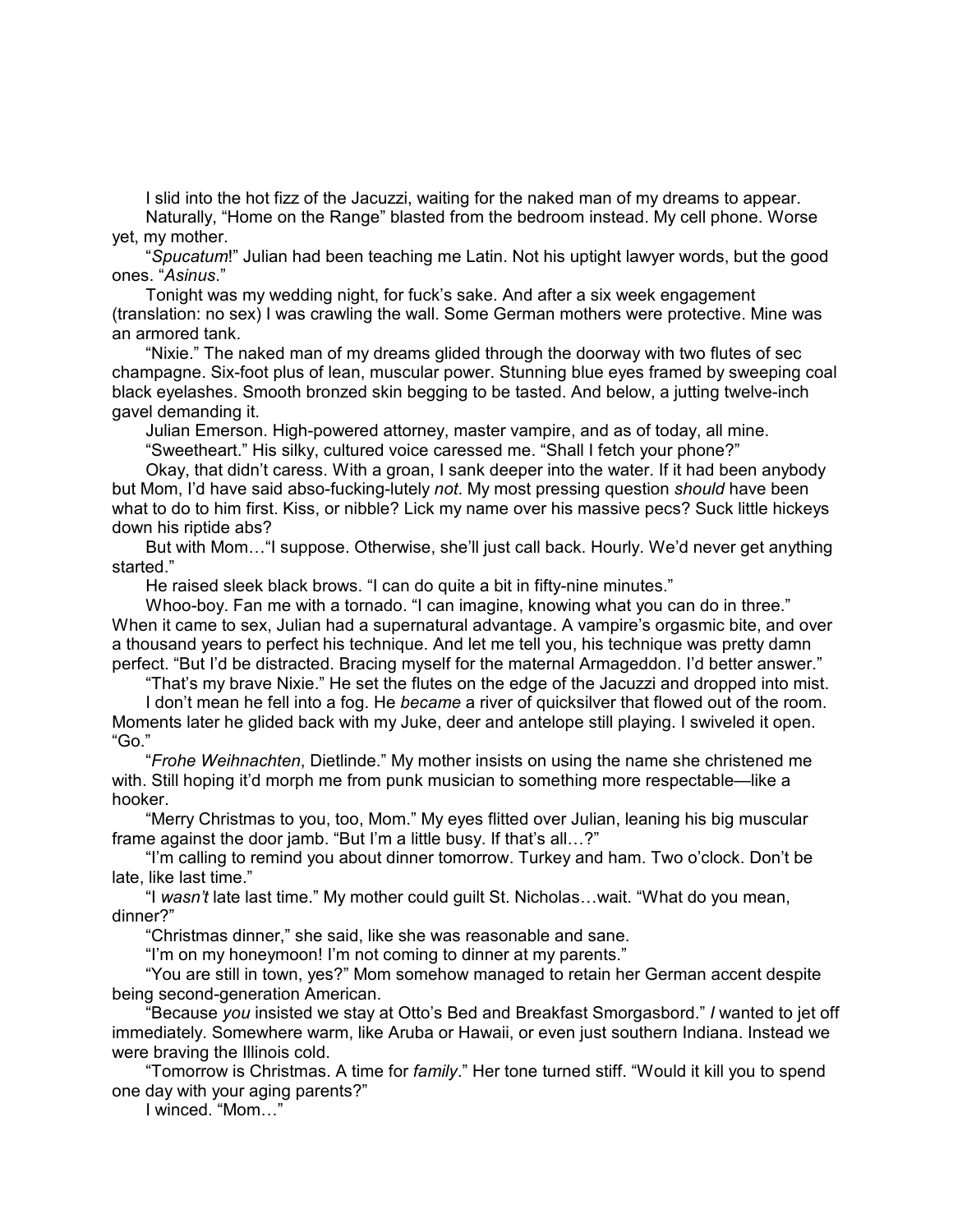I slid into the hot fizz of the Jacuzzi, waiting for the naked man of my dreams to appear.

Naturally, "Home on the Range" blasted from the bedroom instead. My cell phone. Worse yet, my mother.

"*Spucatum*!" Julian had been teaching me Latin. Not his uptight lawyer words, but the good ones. "*Asinus*."

Tonight was my wedding night, for fuck's sake. And after a six week engagement (translation: no sex) I was crawling the wall. Some German mothers were protective. Mine was an armored tank.

"Nixie." The naked man of my dreams glided through the doorway with two flutes of sec champagne. Six-foot plus of lean, muscular power. Stunning blue eyes framed by sweeping coal black eyelashes. Smooth bronzed skin begging to be tasted. And below, a jutting twelve-inch gavel demanding it.

Julian Emerson. High-powered attorney, master vampire, and as of today, all mine.

"Sweetheart." His silky, cultured voice caressed me. "Shall I fetch your phone?"

Okay, that didn't caress. With a groan, I sank deeper into the water. If it had been anybody but Mom, I'd have said abso-fucking-lutely *not*. My most pressing question *should* have been what to do to him first. Kiss, or nibble? Lick my name over his massive pecs? Suck little hickeys down his riptide abs?

But with Mom…"I suppose. Otherwise, she'll just call back. Hourly. We'd never get anything started."

He raised sleek black brows. "I can do quite a bit in fifty-nine minutes."

Whoo-boy. Fan me with a tornado. "I can imagine, knowing what you can do in three." When it came to sex, Julian had a supernatural advantage. A vampire's orgasmic bite, and over a thousand years to perfect his technique. And let me tell you, his technique was pretty damn perfect. "But I'd be distracted. Bracing myself for the maternal Armageddon. I'd better answer."

"That's my brave Nixie." He set the flutes on the edge of the Jacuzzi and dropped into mist.

I don't mean he fell into a fog. He *became* a river of quicksilver that flowed out of the room. Moments later he glided back with my Juke, deer and antelope still playing. I swiveled it open. "Go."

"*Frohe Weihnachten*, Dietlinde." My mother insists on using the name she christened me with. Still hoping it'd morph me from punk musician to something more respectable—like a hooker.

"Merry Christmas to you, too, Mom." My eyes flitted over Julian, leaning his big muscular frame against the door jamb. "But I'm a little busy. If that's all…?"

"I'm calling to remind you about dinner tomorrow. Turkey and ham. Two o'clock. Don't be late, like last time."

"I *wasn't* late last time." My mother could guilt St. Nicholas…wait. "What do you mean, dinner?"

"Christmas dinner," she said, like she was reasonable and sane.

"I'm on my honeymoon! I'm not coming to dinner at my parents."

"You are still in town, yes?" Mom somehow managed to retain her German accent despite being second-generation American.

"Because *you* insisted we stay at Otto's Bed and Breakfast Smorgasbord." *I* wanted to jet off immediately. Somewhere warm, like Aruba or Hawaii, or even just southern Indiana. Instead we were braving the Illinois cold.

"Tomorrow is Christmas. A time for *family*." Her tone turned stiff. "Would it kill you to spend one day with your aging parents?"

I winced. "Mom…"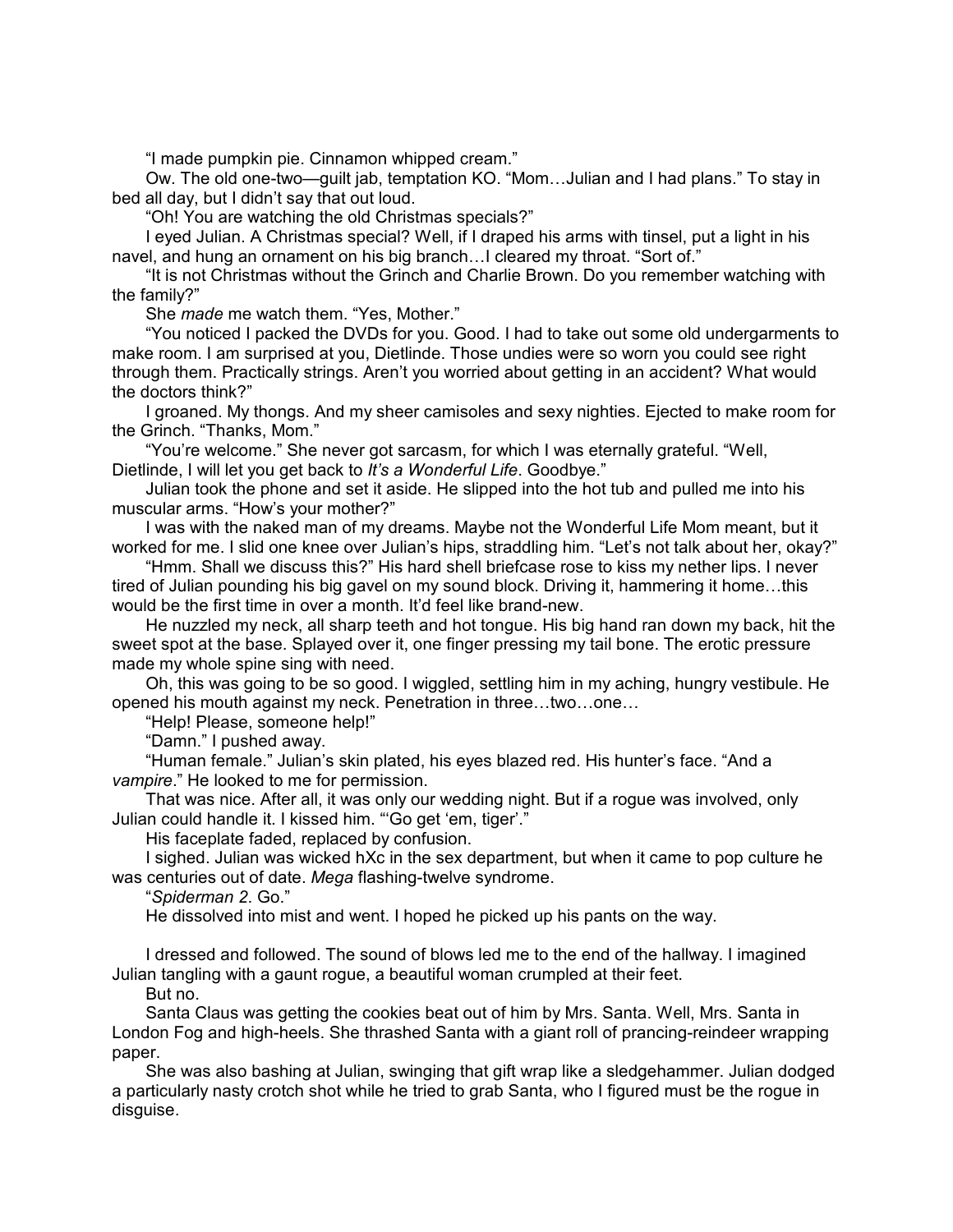"I made pumpkin pie. Cinnamon whipped cream."

Ow. The old one-two—guilt jab, temptation KO. "Mom…Julian and I had plans." To stay in bed all day, but I didn't say that out loud.

"Oh! You are watching the old Christmas specials?"

I eyed Julian. A Christmas special? Well, if I draped his arms with tinsel, put a light in his navel, and hung an ornament on his big branch…I cleared my throat. "Sort of."

"It is not Christmas without the Grinch and Charlie Brown. Do you remember watching with the family?"

She *made* me watch them. "Yes, Mother."

"You noticed I packed the DVDs for you. Good. I had to take out some old undergarments to make room. I am surprised at you, Dietlinde. Those undies were so worn you could see right through them. Practically strings. Aren't you worried about getting in an accident? What would the doctors think?"

I groaned. My thongs. And my sheer camisoles and sexy nighties. Ejected to make room for the Grinch. "Thanks, Mom."

"You're welcome." She never got sarcasm, for which I was eternally grateful. "Well, Dietlinde, I will let you get back to *It's a Wonderful Life*. Goodbye."

Julian took the phone and set it aside. He slipped into the hot tub and pulled me into his muscular arms. "How's your mother?"

I was with the naked man of my dreams. Maybe not the Wonderful Life Mom meant, but it worked for me. I slid one knee over Julian's hips, straddling him. "Let's not talk about her, okay?"

"Hmm. Shall we discuss this?" His hard shell briefcase rose to kiss my nether lips. I never tired of Julian pounding his big gavel on my sound block. Driving it, hammering it home…this would be the first time in over a month. It'd feel like brand-new.

He nuzzled my neck, all sharp teeth and hot tongue. His big hand ran down my back, hit the sweet spot at the base. Splayed over it, one finger pressing my tail bone. The erotic pressure made my whole spine sing with need.

Oh, this was going to be so good. I wiggled, settling him in my aching, hungry vestibule. He opened his mouth against my neck. Penetration in three…two…one…

"Help! Please, someone help!"

"Damn." I pushed away.

"Human female." Julian's skin plated, his eyes blazed red. His hunter's face. "And a *vampire*." He looked to me for permission.

That was nice. After all, it was only our wedding night. But if a rogue was involved, only Julian could handle it. I kissed him. "'Go get 'em, tiger'."

His faceplate faded, replaced by confusion.

I sighed. Julian was wicked hXc in the sex department, but when it came to pop culture he was centuries out of date. *Mega* flashing-twelve syndrome.

"*Spiderman 2*. Go."

He dissolved into mist and went. I hoped he picked up his pants on the way.

I dressed and followed. The sound of blows led me to the end of the hallway. I imagined Julian tangling with a gaunt rogue, a beautiful woman crumpled at their feet.

But no.

Santa Claus was getting the cookies beat out of him by Mrs. Santa. Well, Mrs. Santa in London Fog and high-heels. She thrashed Santa with a giant roll of prancing-reindeer wrapping paper.

She was also bashing at Julian, swinging that gift wrap like a sledgehammer. Julian dodged a particularly nasty crotch shot while he tried to grab Santa, who I figured must be the rogue in disguise.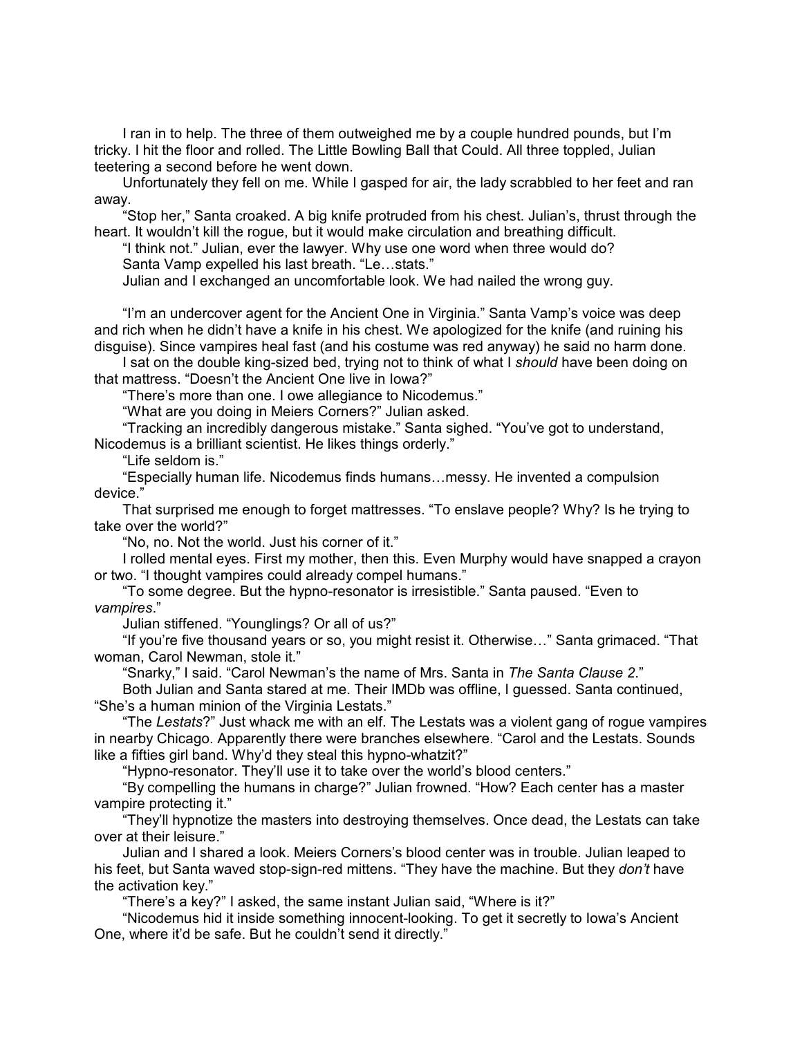I ran in to help. The three of them outweighed me by a couple hundred pounds, but I'm tricky. I hit the floor and rolled. The Little Bowling Ball that Could. All three toppled, Julian teetering a second before he went down.

Unfortunately they fell on me. While I gasped for air, the lady scrabbled to her feet and ran away.

"Stop her," Santa croaked. A big knife protruded from his chest. Julian's, thrust through the heart. It wouldn't kill the rogue, but it would make circulation and breathing difficult.

"I think not." Julian, ever the lawyer. Why use one word when three would do?

Santa Vamp expelled his last breath. "Le…stats."

Julian and I exchanged an uncomfortable look. We had nailed the wrong guy.

"I'm an undercover agent for the Ancient One in Virginia." Santa Vamp's voice was deep and rich when he didn't have a knife in his chest. We apologized for the knife (and ruining his disguise). Since vampires heal fast (and his costume was red anyway) he said no harm done.

I sat on the double king-sized bed, trying not to think of what I *should* have been doing on that mattress. "Doesn't the Ancient One live in Iowa?"

"There's more than one. I owe allegiance to Nicodemus."

"What are you doing in Meiers Corners?" Julian asked.

"Tracking an incredibly dangerous mistake." Santa sighed. "You've got to understand, Nicodemus is a brilliant scientist. He likes things orderly."

"Life seldom is."

"Especially human life. Nicodemus finds humans…messy. He invented a compulsion device."

That surprised me enough to forget mattresses. "To enslave people? Why? Is he trying to take over the world?"

"No, no. Not the world. Just his corner of it."

I rolled mental eyes. First my mother, then this. Even Murphy would have snapped a crayon or two. "I thought vampires could already compel humans."

"To some degree. But the hypno-resonator is irresistible." Santa paused. "Even to *vampires*."

Julian stiffened. "Younglings? Or all of us?"

"If you're five thousand years or so, you might resist it. Otherwise…" Santa grimaced. "That woman, Carol Newman, stole it."

"Snarky," I said. "Carol Newman's the name of Mrs. Santa in *The Santa Clause 2*."

Both Julian and Santa stared at me. Their IMDb was offline, I guessed. Santa continued, "She's a human minion of the Virginia Lestats."

"The *Lestats*?" Just whack me with an elf. The Lestats was a violent gang of rogue vampires in nearby Chicago. Apparently there were branches elsewhere. "Carol and the Lestats. Sounds like a fifties girl band. Why'd they steal this hypno-whatzit?"

"Hypno-resonator. They'll use it to take over the world's blood centers."

"By compelling the humans in charge?" Julian frowned. "How? Each center has a master vampire protecting it."

"They'll hypnotize the masters into destroying themselves. Once dead, the Lestats can take over at their leisure."

Julian and I shared a look. Meiers Corners's blood center was in trouble. Julian leaped to his feet, but Santa waved stop-sign-red mittens. "They have the machine. But they *don't* have the activation key."

"There's a key?" I asked, the same instant Julian said, "Where is it?"

"Nicodemus hid it inside something innocent-looking. To get it secretly to Iowa's Ancient One, where it'd be safe. But he couldn't send it directly."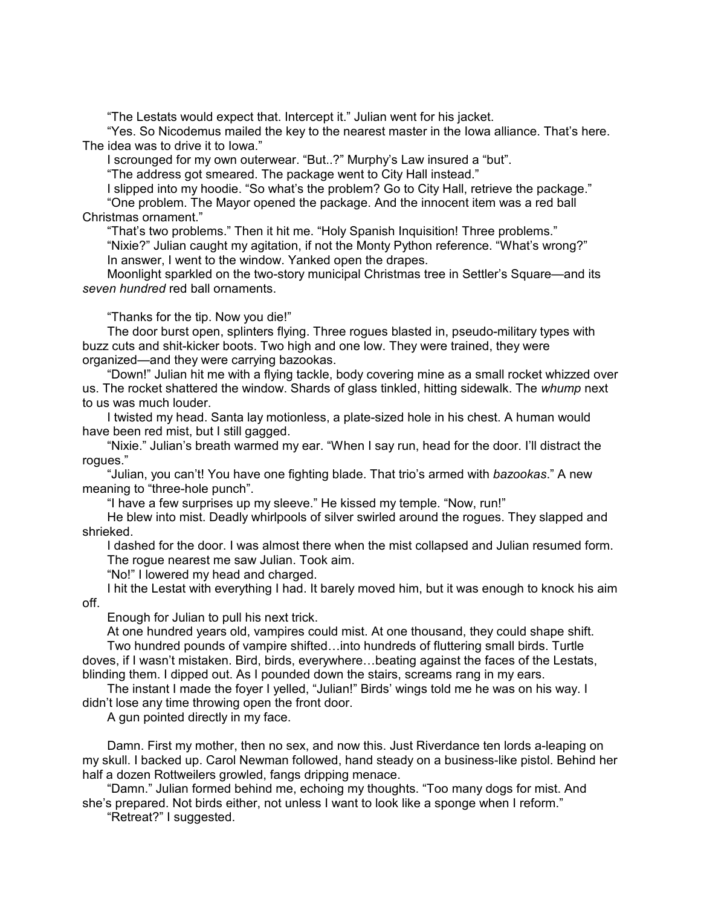"The Lestats would expect that. Intercept it." Julian went for his jacket.

"Yes. So Nicodemus mailed the key to the nearest master in the Iowa alliance. That's here. The idea was to drive it to Iowa."

I scrounged for my own outerwear. "But..?" Murphy's Law insured a "but".

"The address got smeared. The package went to City Hall instead."

I slipped into my hoodie. "So what's the problem? Go to City Hall, retrieve the package."

"One problem. The Mayor opened the package. And the innocent item was a red ball Christmas ornament."

"That's two problems." Then it hit me. "Holy Spanish Inquisition! Three problems."

"Nixie?" Julian caught my agitation, if not the Monty Python reference. "What's wrong?"

In answer, I went to the window. Yanked open the drapes.

Moonlight sparkled on the two-story municipal Christmas tree in Settler's Square—and its *seven hundred* red ball ornaments.

"Thanks for the tip. Now you die!"

The door burst open, splinters flying. Three rogues blasted in, pseudo-military types with buzz cuts and shit-kicker boots. Two high and one low. They were trained, they were organized—and they were carrying bazookas.

"Down!" Julian hit me with a flying tackle, body covering mine as a small rocket whizzed over us. The rocket shattered the window. Shards of glass tinkled, hitting sidewalk. The *whump* next to us was much louder.

I twisted my head. Santa lay motionless, a plate-sized hole in his chest. A human would have been red mist, but I still gagged.

"Nixie." Julian's breath warmed my ear. "When I say run, head for the door. I'll distract the rogues."

"Julian, you can't! You have one fighting blade. That trio's armed with *bazookas*." A new meaning to "three-hole punch".

"I have a few surprises up my sleeve." He kissed my temple. "Now, run!"

He blew into mist. Deadly whirlpools of silver swirled around the rogues. They slapped and shrieked.

I dashed for the door. I was almost there when the mist collapsed and Julian resumed form.

The rogue nearest me saw Julian. Took aim.

"No!" I lowered my head and charged.

I hit the Lestat with everything I had. It barely moved him, but it was enough to knock his aim off.

Enough for Julian to pull his next trick.

At one hundred years old, vampires could mist. At one thousand, they could shape shift.

Two hundred pounds of vampire shifted…into hundreds of fluttering small birds. Turtle doves, if I wasn't mistaken. Bird, birds, everywhere…beating against the faces of the Lestats, blinding them. I dipped out. As I pounded down the stairs, screams rang in my ears.

The instant I made the foyer I yelled, "Julian!" Birds' wings told me he was on his way. I didn't lose any time throwing open the front door.

A gun pointed directly in my face.

Damn. First my mother, then no sex, and now this. Just Riverdance ten lords a-leaping on my skull. I backed up. Carol Newman followed, hand steady on a business-like pistol. Behind her half a dozen Rottweilers growled, fangs dripping menace.

"Damn." Julian formed behind me, echoing my thoughts. "Too many dogs for mist. And she's prepared. Not birds either, not unless I want to look like a sponge when I reform."

"Retreat?" I suggested.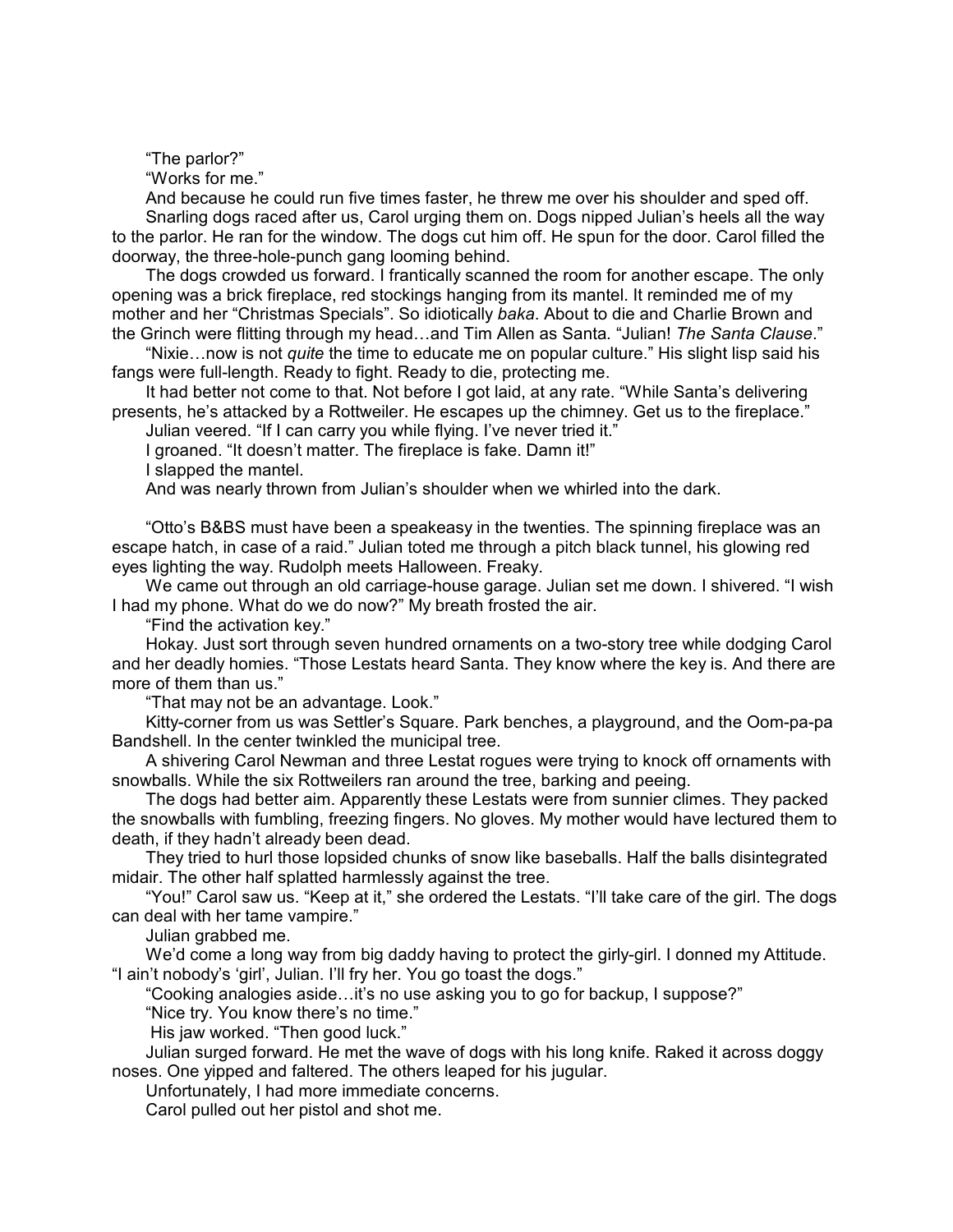"The parlor?"

"Works for me."

And because he could run five times faster, he threw me over his shoulder and sped off.

Snarling dogs raced after us, Carol urging them on. Dogs nipped Julian's heels all the way to the parlor. He ran for the window. The dogs cut him off. He spun for the door. Carol filled the doorway, the three-hole-punch gang looming behind.

The dogs crowded us forward. I frantically scanned the room for another escape. The only opening was a brick fireplace, red stockings hanging from its mantel. It reminded me of my mother and her "Christmas Specials". So idiotically *baka*. About to die and Charlie Brown and the Grinch were flitting through my head…and Tim Allen as Santa. "Julian! *The Santa Clause*."

"Nixie…now is not *quite* the time to educate me on popular culture." His slight lisp said his fangs were full-length. Ready to fight. Ready to die, protecting me.

It had better not come to that. Not before I got laid, at any rate. "While Santa's delivering presents, he's attacked by a Rottweiler. He escapes up the chimney. Get us to the fireplace."

Julian veered. "If I can carry you while flying. I've never tried it."

I groaned. "It doesn't matter. The fireplace is fake. Damn it!"

I slapped the mantel.

And was nearly thrown from Julian's shoulder when we whirled into the dark.

"Otto's B&BS must have been a speakeasy in the twenties. The spinning fireplace was an escape hatch, in case of a raid." Julian toted me through a pitch black tunnel, his glowing red eyes lighting the way. Rudolph meets Halloween. Freaky.

We came out through an old carriage-house garage. Julian set me down. I shivered. "I wish I had my phone. What do we do now?" My breath frosted the air.

"Find the activation key."

Hokay. Just sort through seven hundred ornaments on a two-story tree while dodging Carol and her deadly homies. "Those Lestats heard Santa. They know where the key is. And there are more of them than us."

"That may not be an advantage. Look."

Kitty-corner from us was Settler's Square. Park benches, a playground, and the Oom-pa-pa Bandshell. In the center twinkled the municipal tree.

A shivering Carol Newman and three Lestat rogues were trying to knock off ornaments with snowballs. While the six Rottweilers ran around the tree, barking and peeing.

The dogs had better aim. Apparently these Lestats were from sunnier climes. They packed the snowballs with fumbling, freezing fingers. No gloves. My mother would have lectured them to death, if they hadn't already been dead.

They tried to hurl those lopsided chunks of snow like baseballs. Half the balls disintegrated midair. The other half splatted harmlessly against the tree.

"You!" Carol saw us. "Keep at it," she ordered the Lestats. "I'll take care of the girl. The dogs can deal with her tame vampire."

Julian grabbed me.

We'd come a long way from big daddy having to protect the girly-girl. I donned my Attitude. "I ain't nobody's 'girl', Julian. I'll fry her. You go toast the dogs."

"Cooking analogies aside…it's no use asking you to go for backup, I suppose?"

"Nice try. You know there's no time."

His jaw worked. "Then good luck."

Julian surged forward. He met the wave of dogs with his long knife. Raked it across doggy noses. One yipped and faltered. The others leaped for his jugular.

Unfortunately, I had more immediate concerns.

Carol pulled out her pistol and shot me.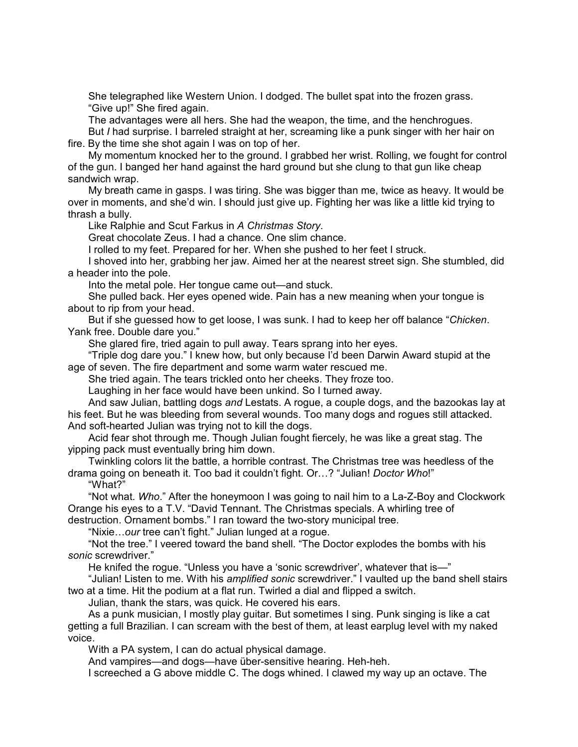She telegraphed like Western Union. I dodged. The bullet spat into the frozen grass.

"Give up!" She fired again.

The advantages were all hers. She had the weapon, the time, and the henchrogues.

But *I* had surprise. I barreled straight at her, screaming like a punk singer with her hair on fire. By the time she shot again I was on top of her.

My momentum knocked her to the ground. I grabbed her wrist. Rolling, we fought for control of the gun. I banged her hand against the hard ground but she clung to that gun like cheap sandwich wrap.

My breath came in gasps. I was tiring. She was bigger than me, twice as heavy. It would be over in moments, and she'd win. I should just give up. Fighting her was like a little kid trying to thrash a bully.

Like Ralphie and Scut Farkus in *A Christmas Story*.

Great chocolate Zeus. I had a chance. One slim chance.

I rolled to my feet. Prepared for her. When she pushed to her feet I struck.

I shoved into her, grabbing her jaw. Aimed her at the nearest street sign. She stumbled, did a header into the pole.

Into the metal pole. Her tongue came out—and stuck.

She pulled back. Her eyes opened wide. Pain has a new meaning when your tongue is about to rip from your head.

But if she guessed how to get loose, I was sunk. I had to keep her off balance "*Chicken*. Yank free. Double dare you."

She glared fire, tried again to pull away. Tears sprang into her eyes.

"Triple dog dare you." I knew how, but only because I'd been Darwin Award stupid at the age of seven. The fire department and some warm water rescued me.

She tried again. The tears trickled onto her cheeks. They froze too.

Laughing in her face would have been unkind. So I turned away.

And saw Julian, battling dogs *and* Lestats. A rogue, a couple dogs, and the bazookas lay at his feet. But he was bleeding from several wounds. Too many dogs and rogues still attacked. And soft-hearted Julian was trying not to kill the dogs.

Acid fear shot through me. Though Julian fought fiercely, he was like a great stag. The yipping pack must eventually bring him down.

Twinkling colors lit the battle, a horrible contrast. The Christmas tree was heedless of the drama going on beneath it. Too bad it couldn't fight. Or…? "Julian! *Doctor Who*!"

"What?"

"Not what. *Who*." After the honeymoon I was going to nail him to a La-Z-Boy and Clockwork Orange his eyes to a T.V. "David Tennant. The Christmas specials. A whirling tree of destruction. Ornament bombs." I ran toward the two-story municipal tree.

"Nixie…*our* tree can't fight." Julian lunged at a rogue.

"Not the tree." I veered toward the band shell. "The Doctor explodes the bombs with his *sonic* screwdriver."

He knifed the rogue. "Unless you have a 'sonic screwdriver', whatever that is—"

"Julian! Listen to me. With his *amplified sonic* screwdriver." I vaulted up the band shell stairs two at a time. Hit the podium at a flat run. Twirled a dial and flipped a switch.

Julian, thank the stars, was quick. He covered his ears.

As a punk musician, I mostly play guitar. But sometimes I sing. Punk singing is like a cat getting a full Brazilian. I can scream with the best of them, at least earplug level with my naked voice.

With a PA system, I can do actual physical damage.

And vampires—and dogs—have über-sensitive hearing. Heh-heh.

I screeched a G above middle C. The dogs whined. I clawed my way up an octave. The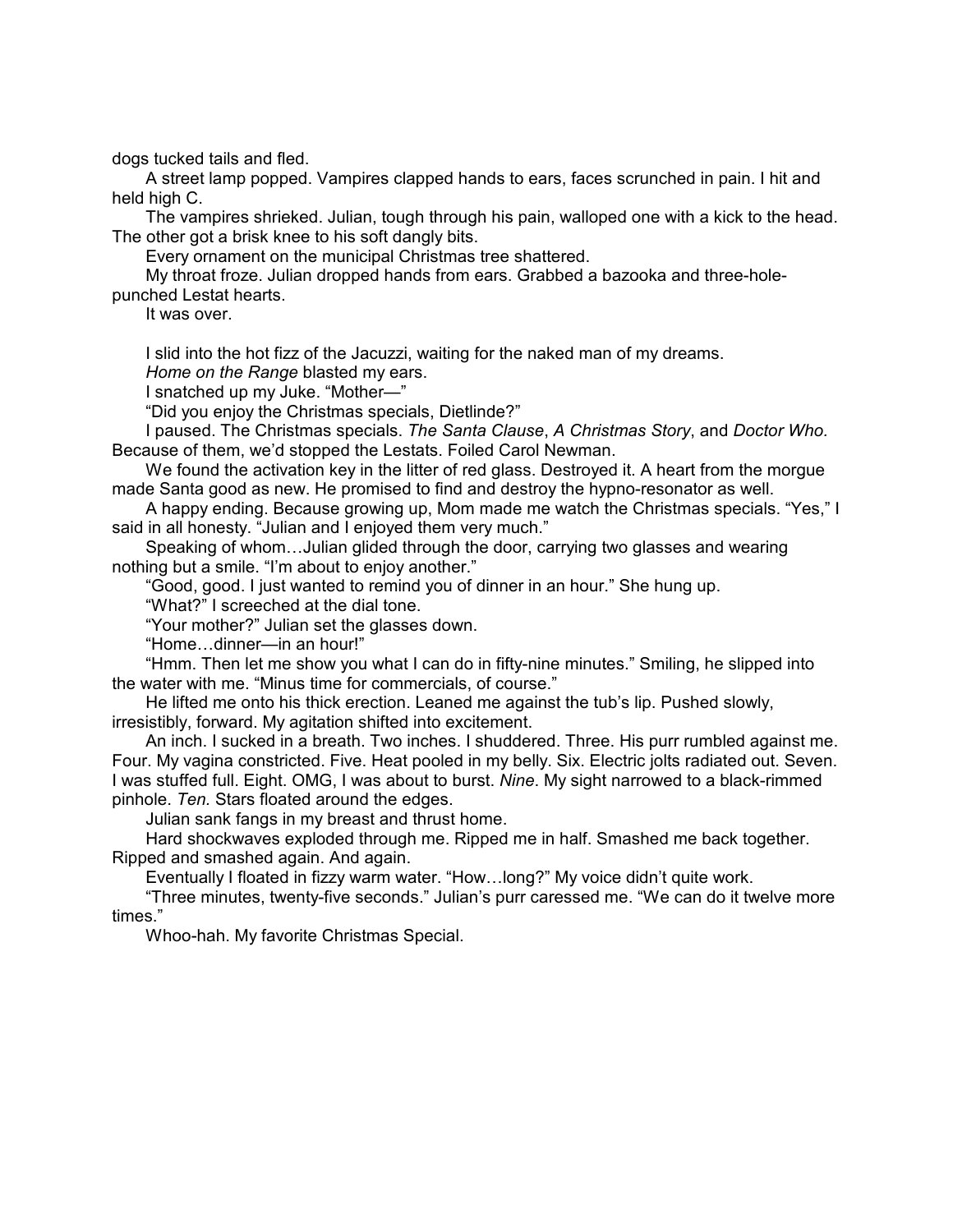dogs tucked tails and fled.

A street lamp popped. Vampires clapped hands to ears, faces scrunched in pain. I hit and held high C.

The vampires shrieked. Julian, tough through his pain, walloped one with a kick to the head. The other got a brisk knee to his soft dangly bits.

Every ornament on the municipal Christmas tree shattered.

My throat froze. Julian dropped hands from ears. Grabbed a bazooka and three-hole-punched Lestat hearts.

It was over.

I slid into the hot fizz of the Jacuzzi, waiting for the naked man of my dreams.

*Home on the Range* blasted my ears.

I snatched up my Juke. "Mother—"

"Did you enjoy the Christmas specials, Dietlinde?"

I paused. The Christmas specials. *The Santa Clause*, *A Christmas Story*, and *Doctor Who*. Because of them, we'd stopped the Lestats. Foiled Carol Newman.

We found the activation key in the litter of red glass. Destroyed it. A heart from the morgue made Santa good as new. He promised to find and destroy the hypno-resonator as well.

A happy ending. Because growing up, Mom made me watch the Christmas specials. "Yes," I said in all honesty. "Julian and I enjoyed them very much."

Speaking of whom…Julian glided through the door, carrying two glasses and wearing nothing but a smile. "I'm about to enjoy another."

"Good, good. I just wanted to remind you of dinner in an hour." She hung up.

"What?" I screeched at the dial tone.

"Your mother?" Julian set the glasses down.

"Home…dinner—in an hour!"

"Hmm. Then let me show you what I can do in fifty-nine minutes." Smiling, he slipped into the water with me. "Minus time for commercials, of course."

He lifted me onto his thick erection. Leaned me against the tub's lip. Pushed slowly, irresistibly, forward. My agitation shifted into excitement.

An inch. I sucked in a breath. Two inches. I shuddered. Three. His purr rumbled against me. Four. My vagina constricted. Five. Heat pooled in my belly. Six. Electric jolts radiated out. Seven. I was stuffed full. Eight. OMG, I was about to burst. *Nine*. My sight narrowed to a black-rimmed pinhole. *Ten.* Stars floated around the edges.

Julian sank fangs in my breast and thrust home.

Hard shockwaves exploded through me. Ripped me in half. Smashed me back together. Ripped and smashed again. And again.

Eventually I floated in fizzy warm water. "How…long?" My voice didn't quite work.

"Three minutes, twenty-five seconds." Julian's purr caressed me. "We can do it twelve more times."

Whoo-hah. My favorite Christmas Special.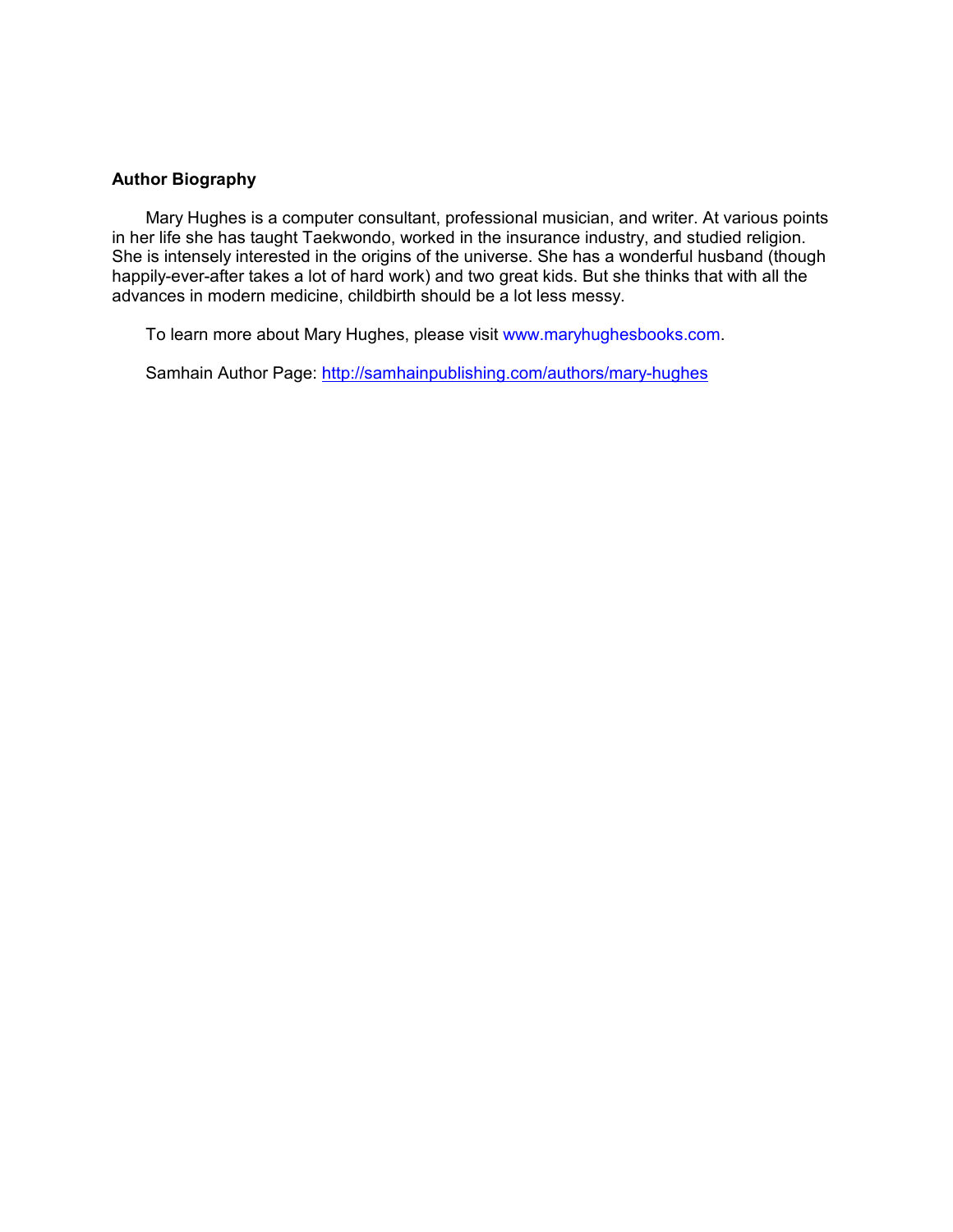**Author Biography**

Mary Hughes is a computer consultant, professional musician, and writer. At various points in her life she has taught Taekwondo, worked in the insurance industry, and studied religion. She is intensely interested in the origins of the universe. She has a wonderful husband (though happily-ever-after takes a lot of hard work) and two great kids. But she thinks that with all the advances in modern medicine, childbirth should be a lot less messy.

To learn more about Mary Hughes, please visit www.maryhughesbooks.com.

Samhain Author Page: http://samhainpublishing.com/authors/mary-hughes